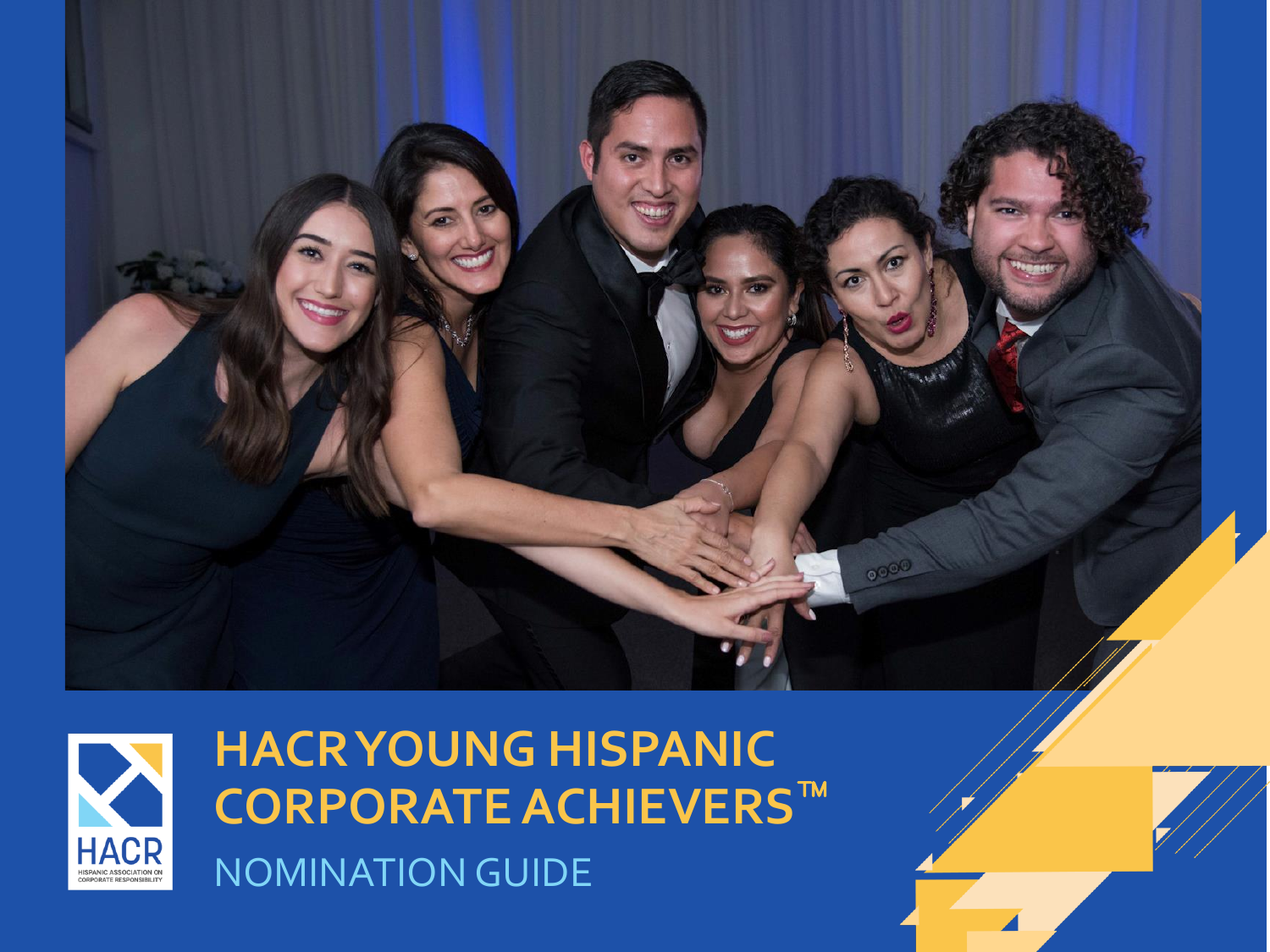# HACR YOUNG HISPANIC CORPORATE ACHIEVERS™

## NOMINATION GUIDE

HACR

HISPANIC ASSOCIATION ON CORPORATE RESPONSIBILITY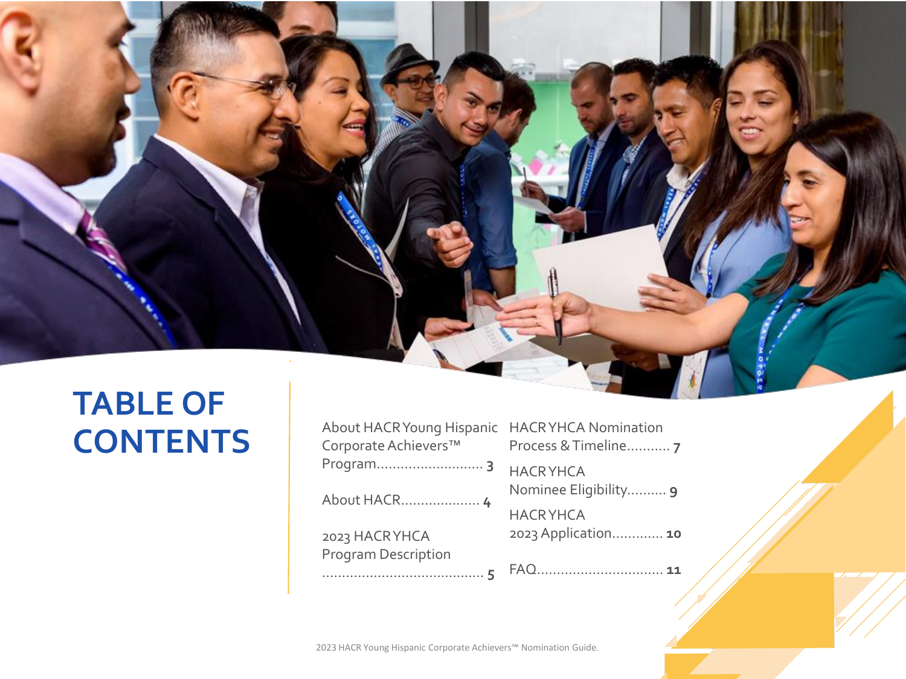# TABLE OF CONTENTS

About HACR Young Hispanic Corporate Achievers™ Program........................... 3

About HACR.................... 4

2023 HACR YHCA Program Description ......................................... 5

HACR YHCA Nomination Process & Timeline........... 7

HACR YHCA Nominee Eligibility.......... 9

HACR YHCA 2023 Application............. 10

FAQ................................ 11

2023 HACR Young Hispanic Corporate Achievers™ Nomination Guide.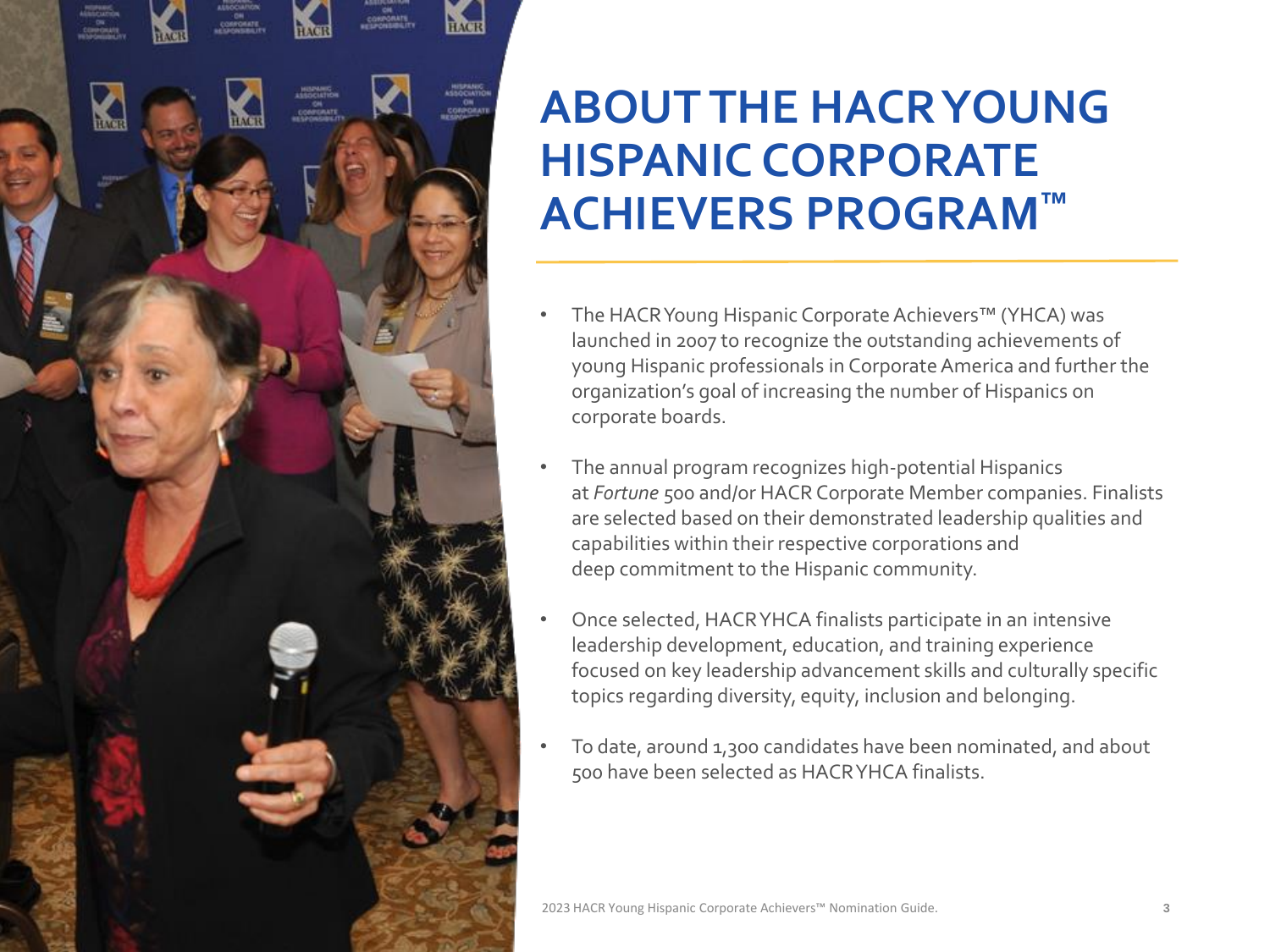# ABOUT THE HACR YOUNG HISPANIC CORPORATE ACHIEVERS PROGRAM™

- The HACR Young Hispanic Corporate Achievers™ (YHCA) was launched in 2007 to recognize the outstanding achievements of young Hispanic professionals in Corporate America and further the organization's goal of increasing the number of Hispanics on corporate boards.
- The annual program recognizes high-potential Hispanics at *Fortune* 500 and/or HACR Corporate Member companies. Finalists are selected based on their demonstrated leadership qualities and capabilities within their respective corporations and deep commitment to the Hispanic community.
- Once selected, HACR YHCA finalists participate in an intensive leadership development, education, and training experience focused on key leadership advancement skills and culturally specific topics regarding diversity, equity, inclusion and belonging.
- To date, around 1,300 candidates have been nominated, and about 500 have been selected as HACR YHCA finalists.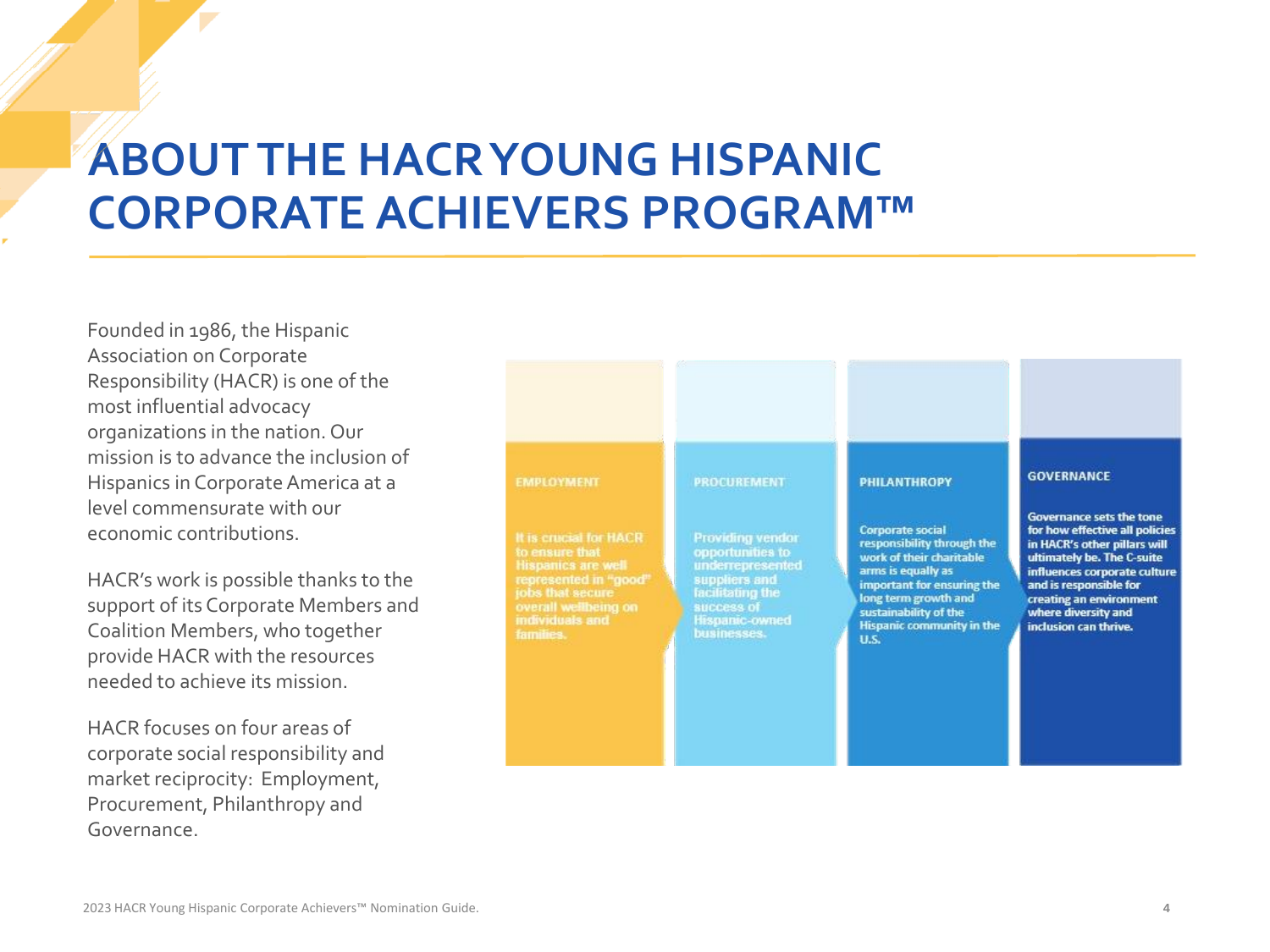# ABOUT THE HACR YOUNG HISPANIC CORPORATE ACHIEVERS PROGRAM™

Founded in 1986, the Hispanic Association on Corporate Responsibility (HACR) is one of the most influential advocacy organizations in the nation. Our mission is to advance the inclusion of Hispanics in Corporate America at a level commensurate with our economic contributions.

HACR's work is possible thanks to the support of its Corporate Members and Coalition Members, who together provide HACR with the resources needed to achieve its mission.

HACR focuses on four areas of corporate social responsibility and market reciprocity: Employment, Procurement, Philanthropy and Governance.

**EMPLOYMENT**

It is crucial for HACR to ensure that Hispanics are well represented in "good" jobs that secure overall wellbeing on individuals and families.

**PROCUREMENT**

Providing vendor opportunities to underrepresented suppliers and facilitating the success of Hispanic-owned businesses.

**PHILANTHROPY**

Corporate social responsibility through the work of their charitable arms is equally as important for ensuring the long term growth and sustainability of the Hispanic community in the U.S.

**GOVERNANCE**

Governance sets the tone for how effective all policies in HACR's other pillars will ultimately be. The C-suite influences corporate culture and is responsible for creating an environment where diversity and inclusion can thrive.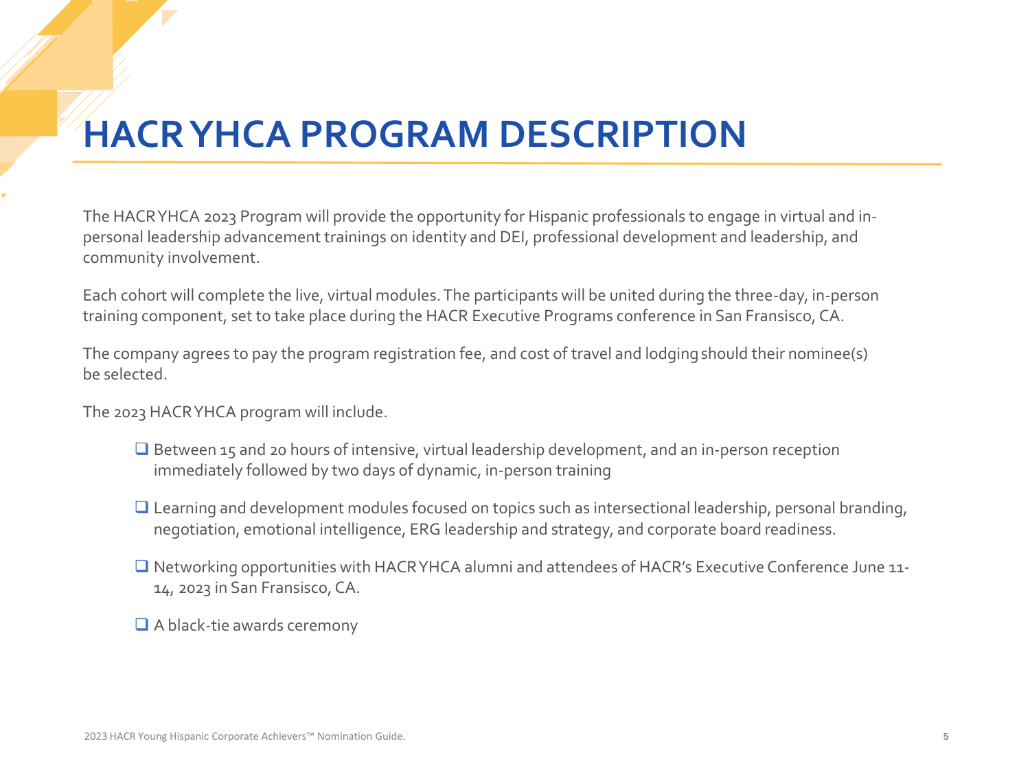# HACR YHCA PROGRAM DESCRIPTION

The HACR YHCA 2023 Program will provide the opportunity for Hispanic professionals to engage in virtual and in-personal leadership advancement trainings on identity and DEI, professional development and leadership, and community involvement.

Each cohort will complete the live, virtual modules. The participants will be united during the three-day, in-person training component, set to take place during the HACR Executive Programs conference in San Fransisco, CA.

The company agrees to pay the program registration fee, and cost of travel and lodging should their nominee(s) be selected.

The 2023 HACR YHCA program will include.

- Between 15 and 20 hours of intensive, virtual leadership development, and an in-person reception immediately followed by two days of dynamic, in-person training
- Learning and development modules focused on topics such as intersectional leadership, personal branding, negotiation, emotional intelligence, ERG leadership and strategy, and corporate board readiness.
- Networking opportunities with HACR YHCA alumni and attendees of HACR's Executive Conference June 11-14, 2023 in San Fransisco, CA.
- A black-tie awards ceremony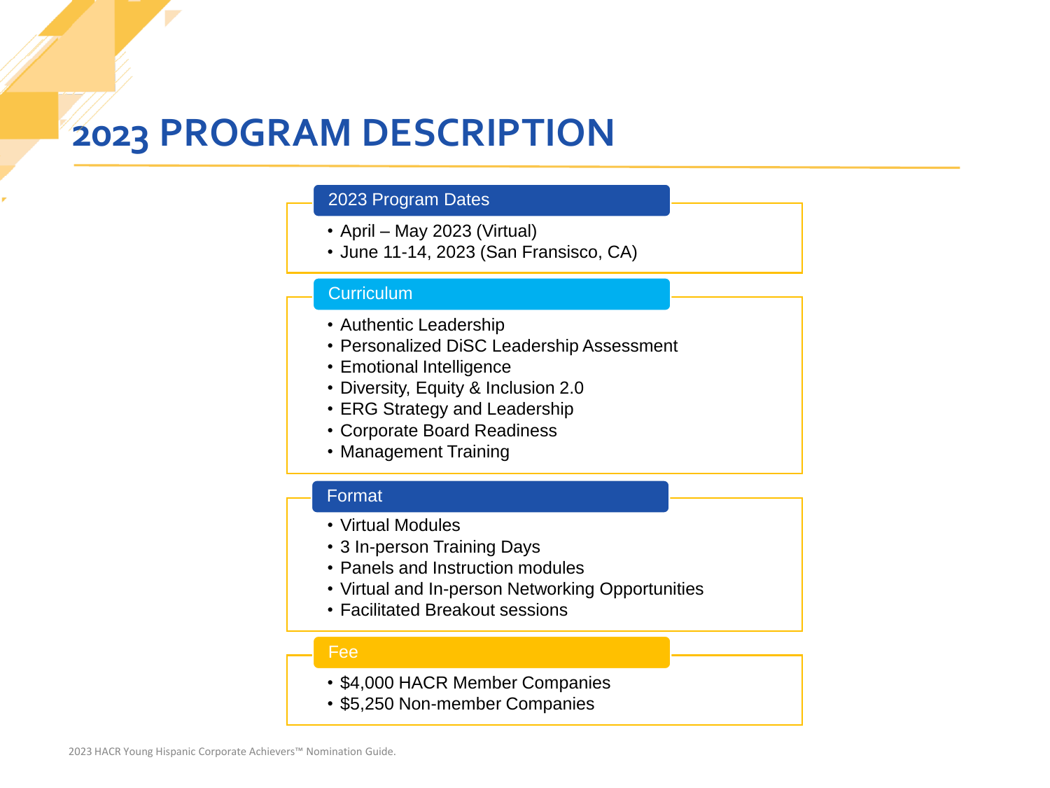# 2023 PROGRAM DESCRIPTION

### 2023 Program Dates

- April – May 2023 (Virtual)
- June 11-14, 2023 (San Fransisco, CA)

### Curriculum

- Authentic Leadership
- Personalized DiSC Leadership Assessment
- Emotional Intelligence
- Diversity, Equity & Inclusion 2.0
- ERG Strategy and Leadership
- Corporate Board Readiness
- Management Training

### Format

- Virtual Modules
- 3 In-person Training Days
- Panels and Instruction modules
- Virtual and In-person Networking Opportunities
- Facilitated Breakout sessions

### Fee

- $4,000 HACR Member Companies
- $5,250 Non-member Companies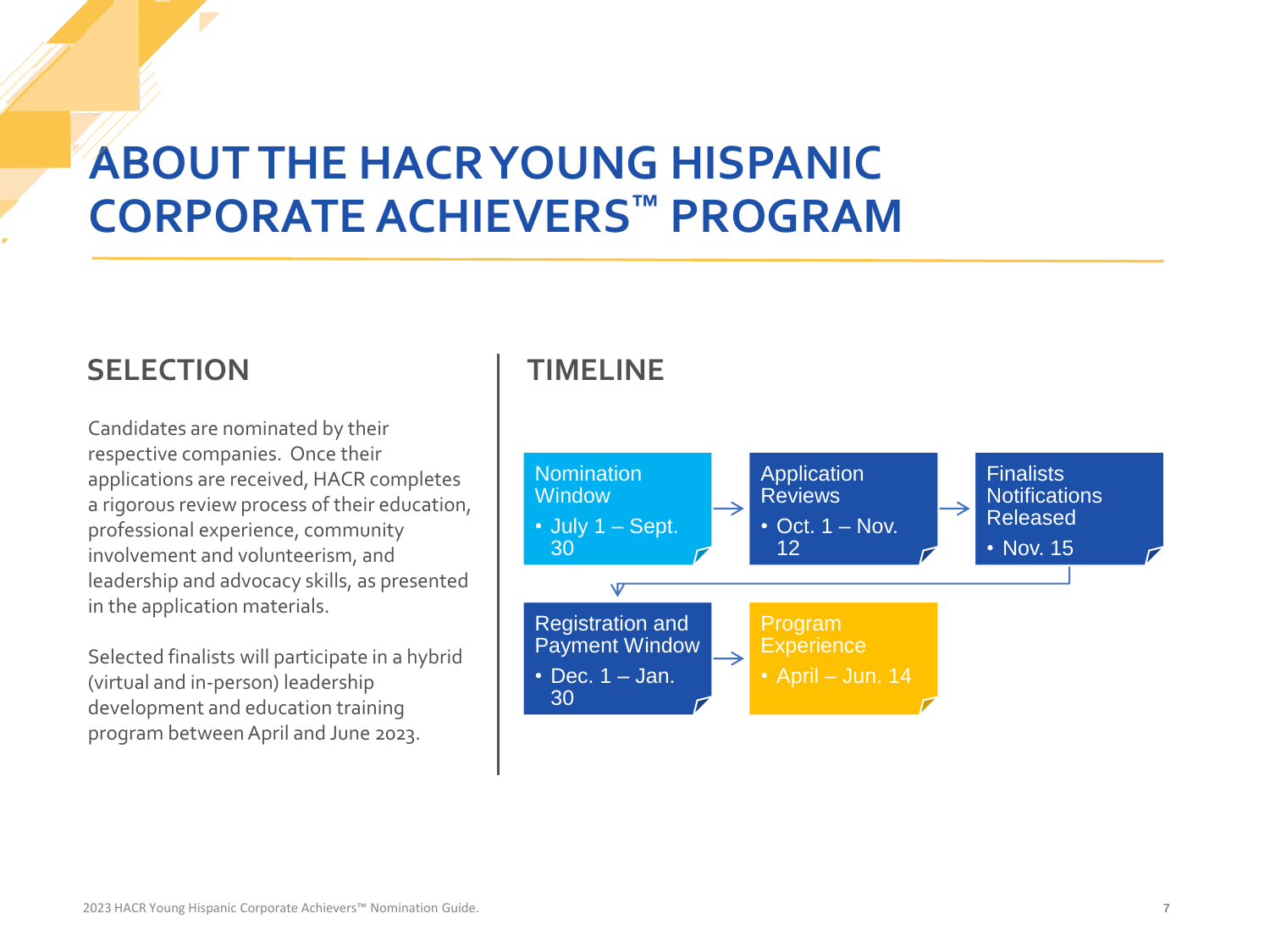# ABOUT THE HACR YOUNG HISPANIC CORPORATE ACHIEVERS™ PROGRAM

## SELECTION

Candidates are nominated by their respective companies. Once their applications are received, HACR completes a rigorous review process of their education, professional experience, community involvement and volunteerism, and leadership and advocacy skills, as presented in the application materials.

Selected finalists will participate in a hybrid (virtual and in-person) leadership development and education training program between April and June 2023.

## TIMELINE

**Nomination Window**
- July 1 – Sept. 30

**Application Reviews**
- Oct. 1 – Nov. 12

**Finalists Notifications Released**
- Nov. 15

**Registration and Payment Window**
- Dec. 1 – Jan. 30

**Program Experience**
- April – Jun. 14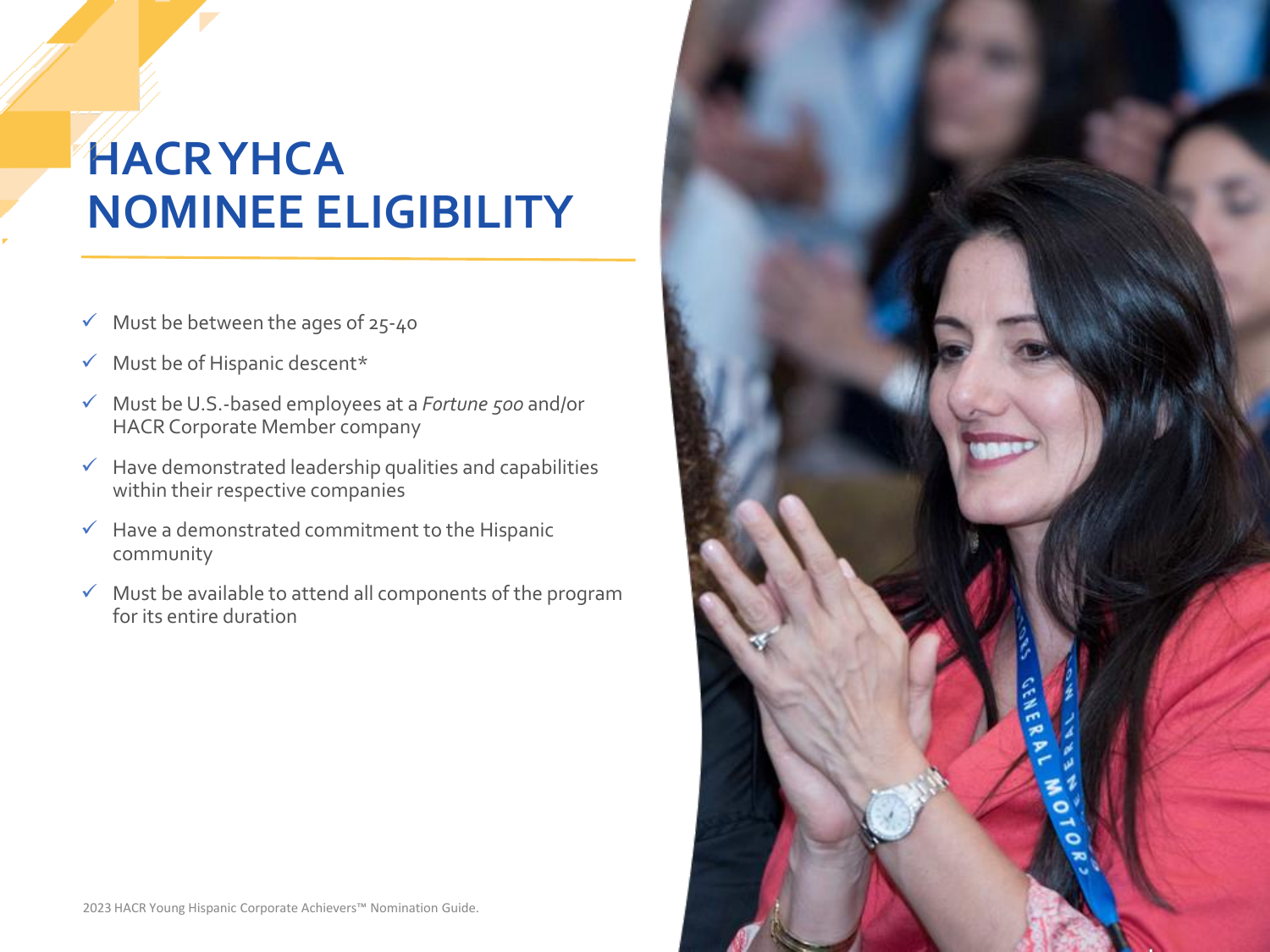# HACR YHCA NOMINEE ELIGIBILITY

- ✓ Must be between the ages of 25-40
- ✓ Must be of Hispanic descent*
- ✓ Must be U.S.-based employees at a *Fortune 500* and/or HACR Corporate Member company
- ✓ Have demonstrated leadership qualities and capabilities within their respective companies
- ✓ Have a demonstrated commitment to the Hispanic community
- ✓ Must be available to attend all components of the program for its entire duration

2023 HACR Young Hispanic Corporate Achievers™ Nomination Guide.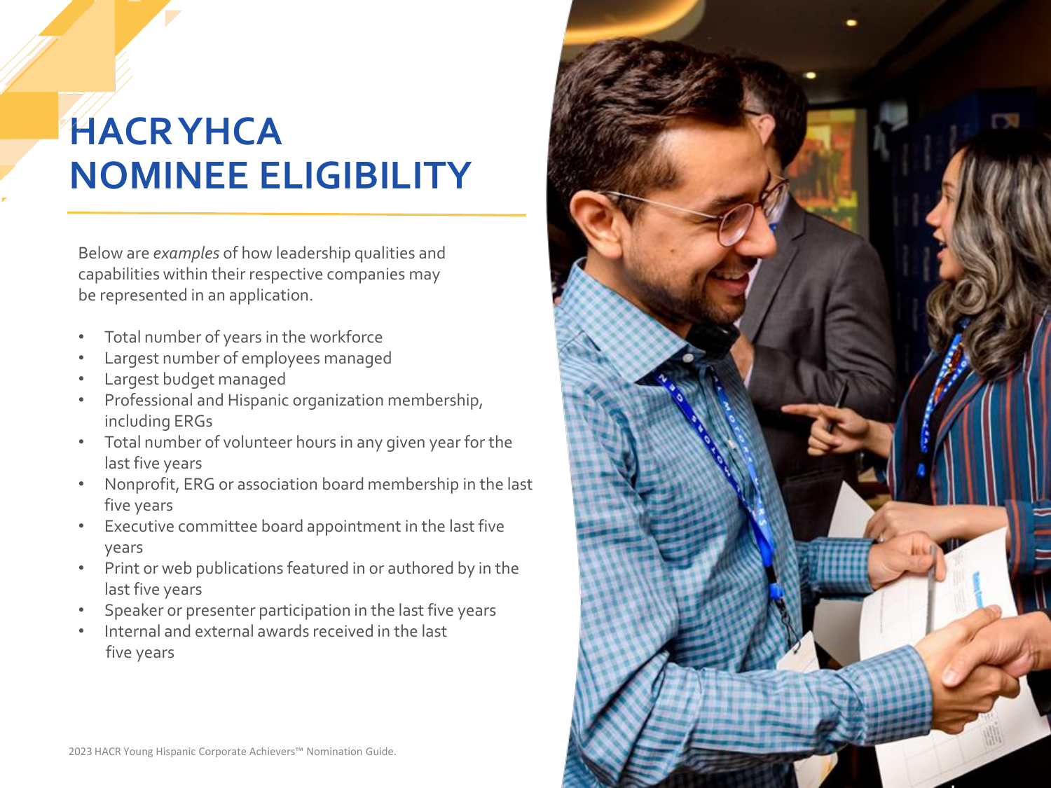# HACR YHCA NOMINEE ELIGIBILITY

Below are *examples* of how leadership qualities and capabilities within their respective companies may be represented in an application.

- Total number of years in the workforce
- Largest number of employees managed
- Largest budget managed
- Professional and Hispanic organization membership, including ERGs
- Total number of volunteer hours in any given year for the last five years
- Nonprofit, ERG or association board membership in the last five years
- Executive committee board appointment in the last five years
- Print or web publications featured in or authored by in the last five years
- Speaker or presenter participation in the last five years
- Internal and external awards received in the last five years

2023 HACR Young Hispanic Corporate Achievers™ Nomination Guide.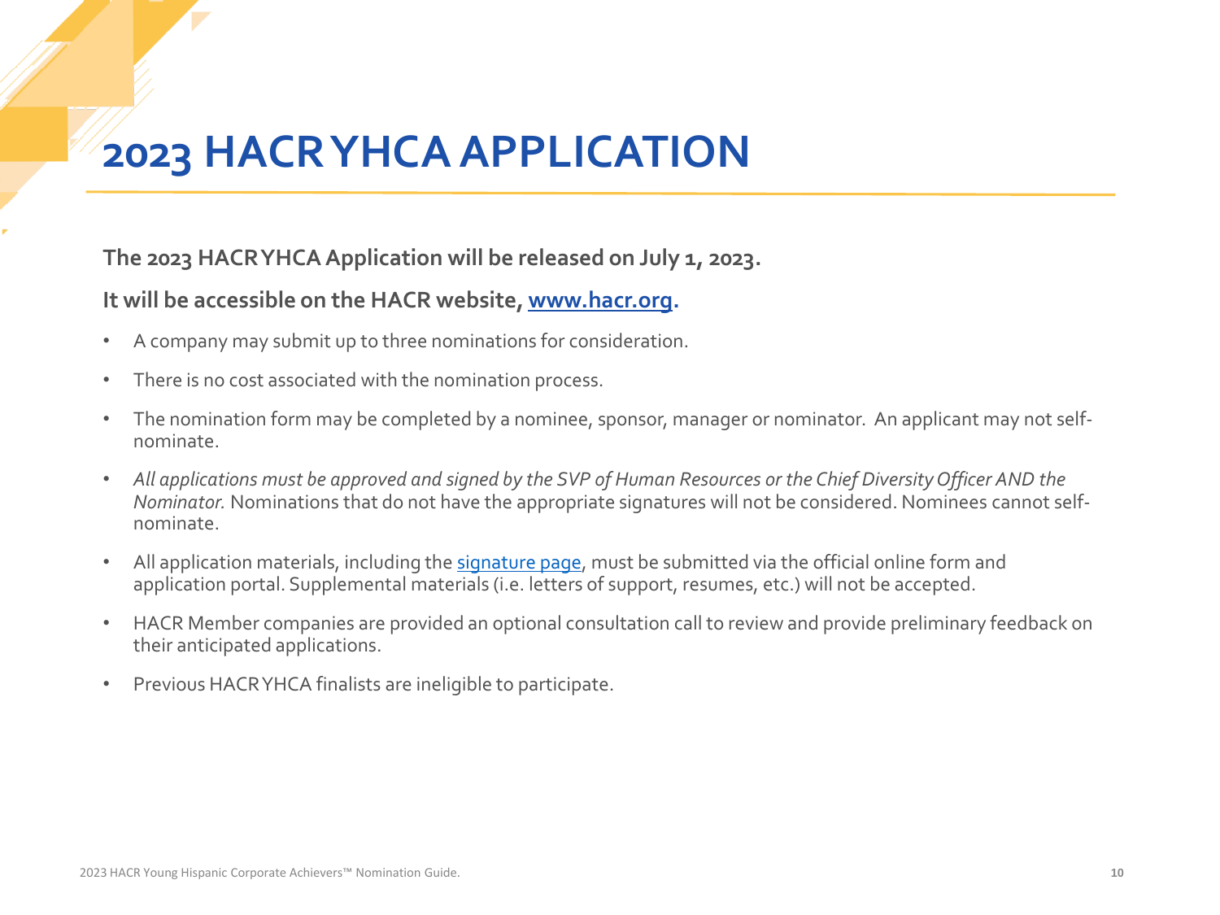# 2023 HACR YHCA APPLICATION

**The 2023 HACR YHCA Application will be released on July 1, 2023.**

**It will be accessible on the HACR website, [www.hacr.org](http://www.hacr.org).**

- A company may submit up to three nominations for consideration.
- There is no cost associated with the nomination process.
- The nomination form may be completed by a nominee, sponsor, manager or nominator. An applicant may not self-nominate.
- *All applications must be approved and signed by the SVP of Human Resources or the Chief Diversity Officer AND the Nominator.* Nominations that do not have the appropriate signatures will not be considered. Nominees cannot self-nominate.
- All application materials, including the signature page, must be submitted via the official online form and application portal. Supplemental materials (i.e. letters of support, resumes, etc.) will not be accepted.
- HACR Member companies are provided an optional consultation call to review and provide preliminary feedback on their anticipated applications.
- Previous HACR YHCA finalists are ineligible to participate.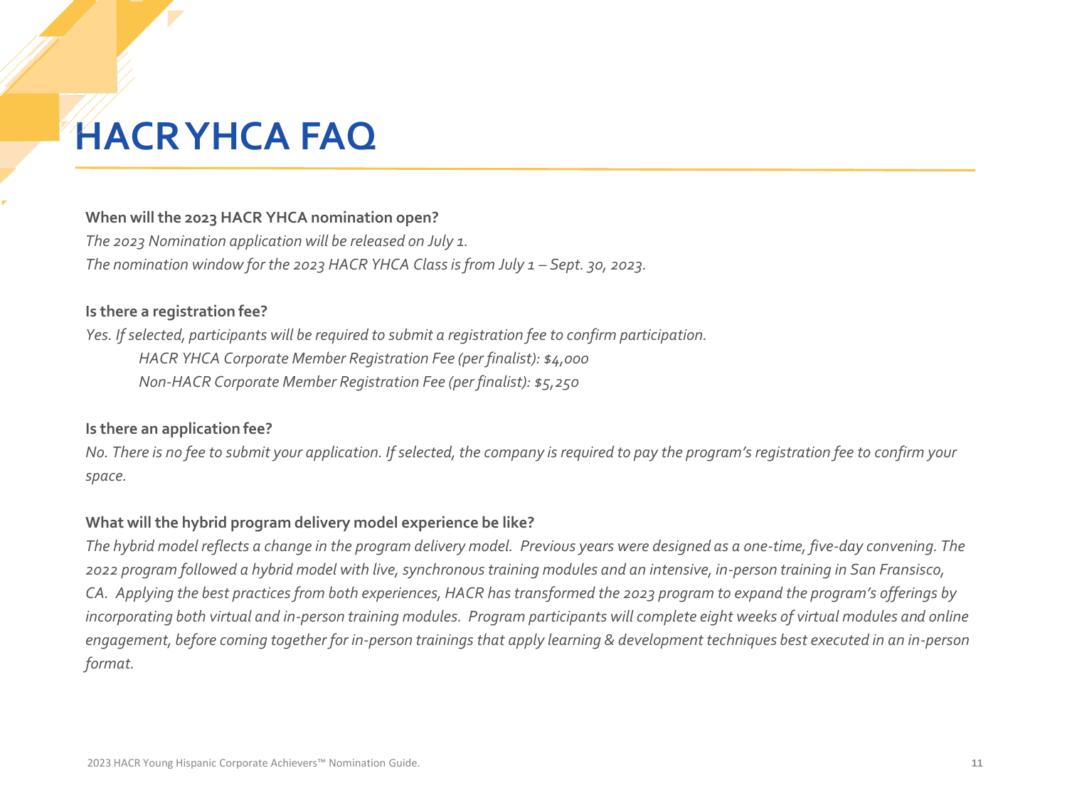# HACR YHCA FAQ

**When will the 2023 HACR YHCA nomination open?**

*The 2023 Nomination application will be released on July 1.*

*The nomination window for the 2023 HACR YHCA Class is from July 1 – Sept. 30, 2023.*

**Is there a registration fee?**

*Yes. If selected, participants will be required to submit a registration fee to confirm participation.*

*HACR YHCA Corporate Member Registration Fee (per finalist): $4,000*

*Non-HACR Corporate Member Registration Fee (per finalist): $5,250*

**Is there an application fee?**

*No. There is no fee to submit your application. If selected, the company is required to pay the program's registration fee to confirm your space.*

**What will the hybrid program delivery model experience be like?**

*The hybrid model reflects a change in the program delivery model. Previous years were designed as a one-time, five-day convening. The 2022 program followed a hybrid model with live, synchronous training modules and an intensive, in-person training in San Fransisco, CA. Applying the best practices from both experiences, HACR has transformed the 2023 program to expand the program's offerings by incorporating both virtual and in-person training modules. Program participants will complete eight weeks of virtual modules and online engagement, before coming together for in-person trainings that apply learning & development techniques best executed in an in-person format.*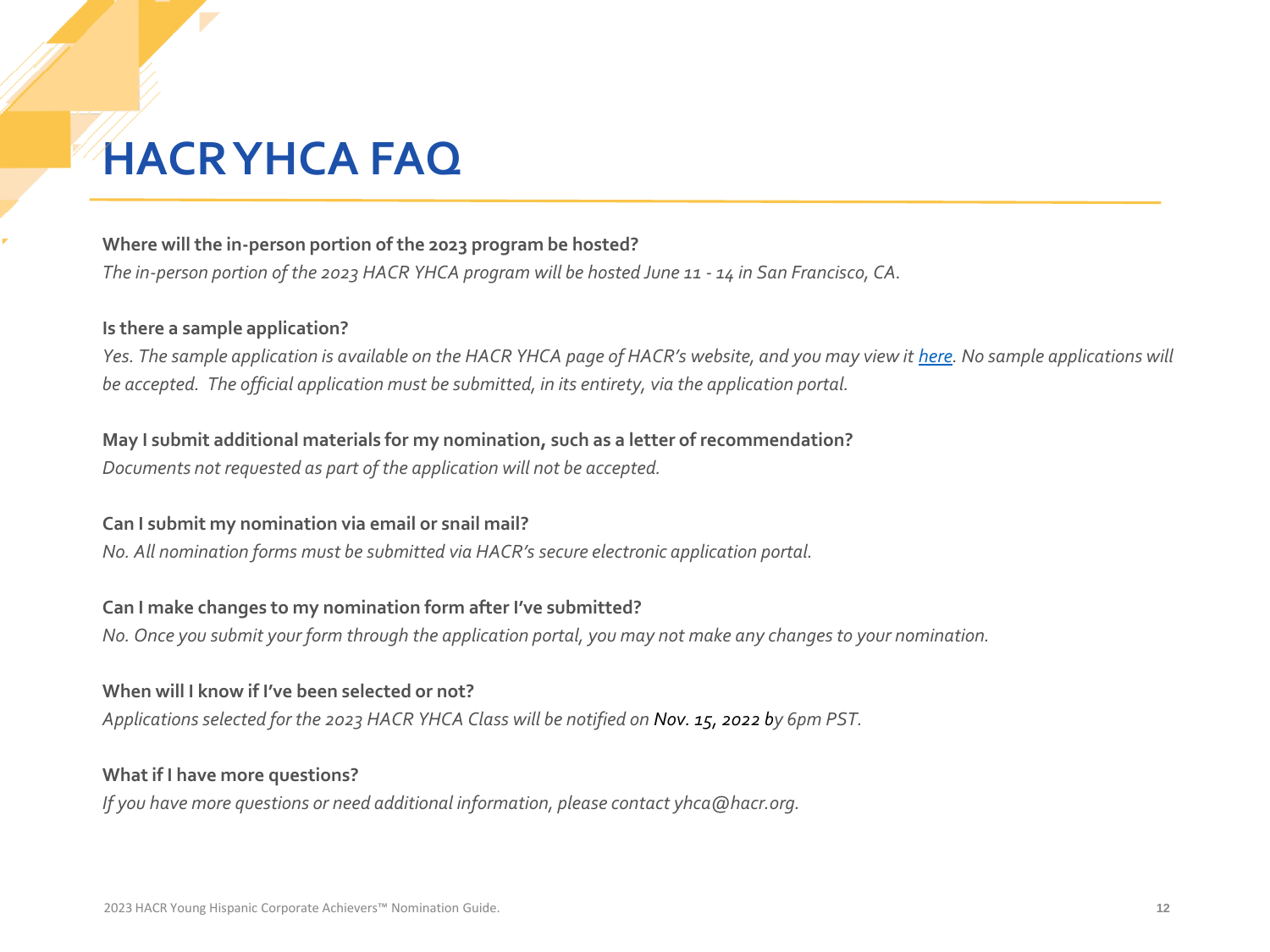# HACR YHCA FAQ

**Where will the in-person portion of the 2023 program be hosted?**

*The in-person portion of the 2023 HACR YHCA program will be hosted June 11 - 14 in San Francisco, CA.*

**Is there a sample application?**

*Yes. The sample application is available on the HACR YHCA page of HACR's website, and you may view it [here](). No sample applications will be accepted. The official application must be submitted, in its entirety, via the application portal.*

**May I submit additional materials for my nomination, such as a letter of recommendation?**

*Documents not requested as part of the application will not be accepted.*

**Can I submit my nomination via email or snail mail?**

*No. All nomination forms must be submitted via HACR's secure electronic application portal.*

**Can I make changes to my nomination form after I've submitted?**

*No. Once you submit your form through the application portal, you may not make any changes to your nomination.*

**When will I know if I've been selected or not?**

*Applications selected for the 2023 HACR YHCA Class will be notified on Nov. 15, 2022 by 6pm PST.*

**What if I have more questions?**

*If you have more questions or need additional information, please contact yhca@hacr.org.*